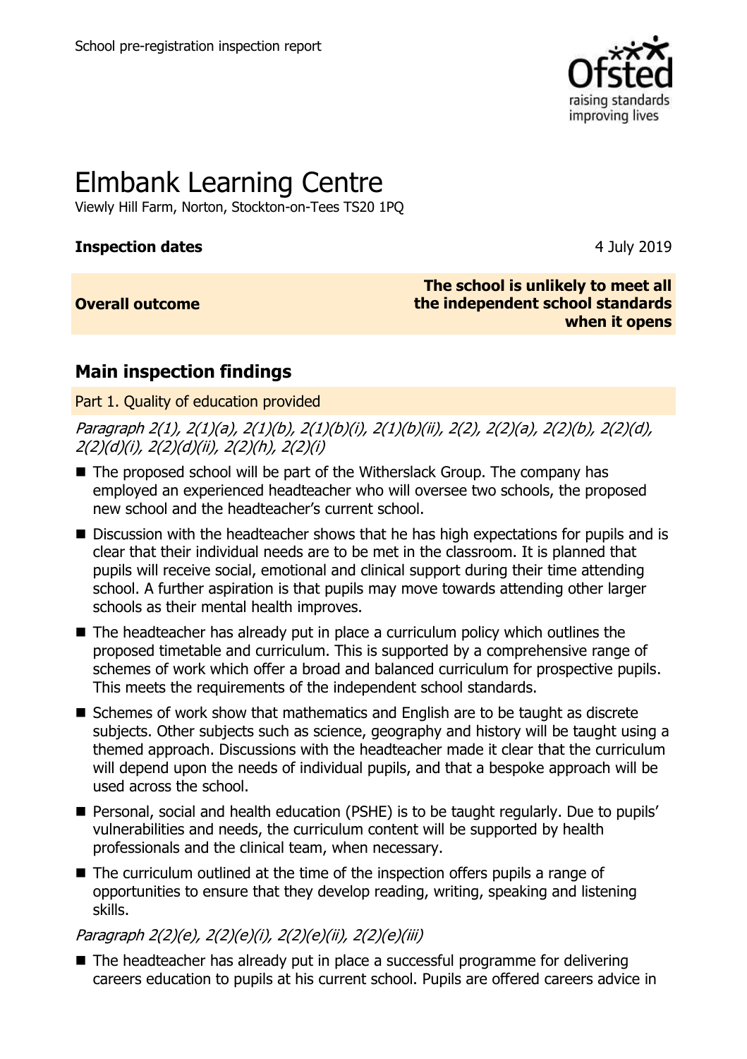# Elmbank Learning Centre

Viewly Hill Farm, Norton, Stockton-on-Tees TS20 1PQ

**Inspection dates** 4 July 2019

| **Overall outcome** | **The school is unlikely to meet all the independent school standards when it opens** |
|---|---|

## Main inspection findings

### Part 1. Quality of education provided

*Paragraph 2(1), 2(1)(a), 2(1)(b), 2(1)(b)(i), 2(1)(b)(ii), 2(2), 2(2)(a), 2(2)(b), 2(2)(d), 2(2)(d)(i), 2(2)(d)(ii), 2(2)(h), 2(2)(i)*

- The proposed school will be part of the Witherslack Group. The company has employed an experienced headteacher who will oversee two schools, the proposed new school and the headteacher's current school.
- Discussion with the headteacher shows that he has high expectations for pupils and is clear that their individual needs are to be met in the classroom. It is planned that pupils will receive social, emotional and clinical support during their time attending school. A further aspiration is that pupils may move towards attending other larger schools as their mental health improves.
- The headteacher has already put in place a curriculum policy which outlines the proposed timetable and curriculum. This is supported by a comprehensive range of schemes of work which offer a broad and balanced curriculum for prospective pupils. This meets the requirements of the independent school standards.
- Schemes of work show that mathematics and English are to be taught as discrete subjects. Other subjects such as science, geography and history will be taught using a themed approach. Discussions with the headteacher made it clear that the curriculum will depend upon the needs of individual pupils, and that a bespoke approach will be used across the school.
- Personal, social and health education (PSHE) is to be taught regularly. Due to pupils' vulnerabilities and needs, the curriculum content will be supported by health professionals and the clinical team, when necessary.
- The curriculum outlined at the time of the inspection offers pupils a range of opportunities to ensure that they develop reading, writing, speaking and listening skills.

*Paragraph 2(2)(e), 2(2)(e)(i), 2(2)(e)(ii), 2(2)(e)(iii)*

- The headteacher has already put in place a successful programme for delivering careers education to pupils at his current school. Pupils are offered careers advice in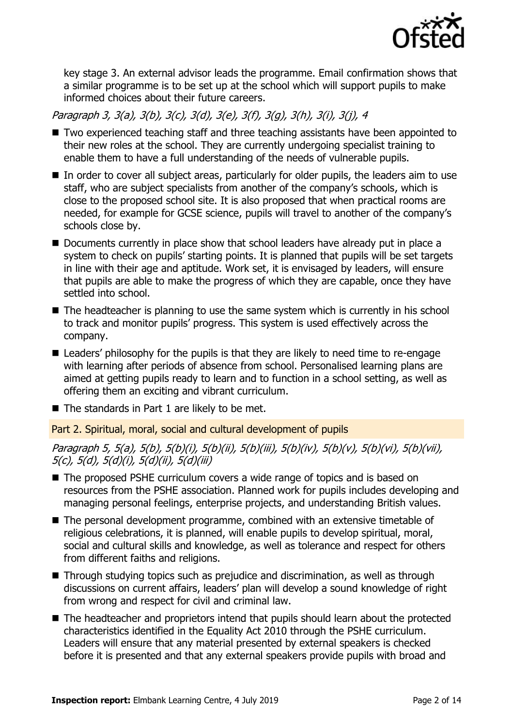key stage 3. An external advisor leads the programme. Email confirmation shows that a similar programme is to be set up at the school which will support pupils to make informed choices about their future careers.

*Paragraph 3, 3(a), 3(b), 3(c), 3(d), 3(e), 3(f), 3(g), 3(h), 3(i), 3(j), 4*

- Two experienced teaching staff and three teaching assistants have been appointed to their new roles at the school. They are currently undergoing specialist training to enable them to have a full understanding of the needs of vulnerable pupils.
- In order to cover all subject areas, particularly for older pupils, the leaders aim to use staff, who are subject specialists from another of the company's schools, which is close to the proposed school site. It is also proposed that when practical rooms are needed, for example for GCSE science, pupils will travel to another of the company's schools close by.
- Documents currently in place show that school leaders have already put in place a system to check on pupils' starting points. It is planned that pupils will be set targets in line with their age and aptitude. Work set, it is envisaged by leaders, will ensure that pupils are able to make the progress of which they are capable, once they have settled into school.
- The headteacher is planning to use the same system which is currently in his school to track and monitor pupils' progress. This system is used effectively across the company.
- Leaders' philosophy for the pupils is that they are likely to need time to re-engage with learning after periods of absence from school. Personalised learning plans are aimed at getting pupils ready to learn and to function in a school setting, as well as offering them an exciting and vibrant curriculum.
- The standards in Part 1 are likely to be met.

## Part 2. Spiritual, moral, social and cultural development of pupils

*Paragraph 5, 5(a), 5(b), 5(b)(i), 5(b)(ii), 5(b)(iii), 5(b)(iv), 5(b)(v), 5(b)(vi), 5(b)(vii), 5(c), 5(d), 5(d)(i), 5(d)(ii), 5(d)(iii)*

- The proposed PSHE curriculum covers a wide range of topics and is based on resources from the PSHE association. Planned work for pupils includes developing and managing personal feelings, enterprise projects, and understanding British values.
- The personal development programme, combined with an extensive timetable of religious celebrations, it is planned, will enable pupils to develop spiritual, moral, social and cultural skills and knowledge, as well as tolerance and respect for others from different faiths and religions.
- Through studying topics such as prejudice and discrimination, as well as through discussions on current affairs, leaders' plan will develop a sound knowledge of right from wrong and respect for civil and criminal law.
- The headteacher and proprietors intend that pupils should learn about the protected characteristics identified in the Equality Act 2010 through the PSHE curriculum. Leaders will ensure that any material presented by external speakers is checked before it is presented and that any external speakers provide pupils with broad and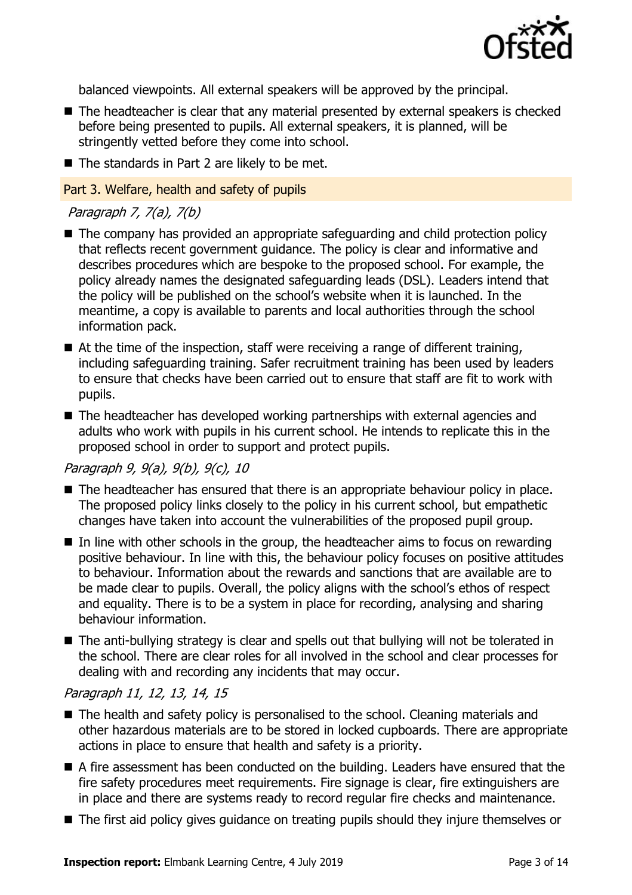balanced viewpoints. All external speakers will be approved by the principal.

- The headteacher is clear that any material presented by external speakers is checked before being presented to pupils. All external speakers, it is planned, will be stringently vetted before they come into school.
- The standards in Part 2 are likely to be met.

## Part 3. Welfare, health and safety of pupils

*Paragraph 7, 7(a), 7(b)*

- The company has provided an appropriate safeguarding and child protection policy that reflects recent government guidance. The policy is clear and informative and describes procedures which are bespoke to the proposed school. For example, the policy already names the designated safeguarding leads (DSL). Leaders intend that the policy will be published on the school's website when it is launched. In the meantime, a copy is available to parents and local authorities through the school information pack.
- At the time of the inspection, staff were receiving a range of different training, including safeguarding training. Safer recruitment training has been used by leaders to ensure that checks have been carried out to ensure that staff are fit to work with pupils.
- The headteacher has developed working partnerships with external agencies and adults who work with pupils in his current school. He intends to replicate this in the proposed school in order to support and protect pupils.

*Paragraph 9, 9(a), 9(b), 9(c), 10*

- The headteacher has ensured that there is an appropriate behaviour policy in place. The proposed policy links closely to the policy in his current school, but empathetic changes have taken into account the vulnerabilities of the proposed pupil group.
- In line with other schools in the group, the headteacher aims to focus on rewarding positive behaviour. In line with this, the behaviour policy focuses on positive attitudes to behaviour. Information about the rewards and sanctions that are available are to be made clear to pupils. Overall, the policy aligns with the school's ethos of respect and equality. There is to be a system in place for recording, analysing and sharing behaviour information.
- The anti-bullying strategy is clear and spells out that bullying will not be tolerated in the school. There are clear roles for all involved in the school and clear processes for dealing with and recording any incidents that may occur.

*Paragraph 11, 12, 13, 14, 15*

- The health and safety policy is personalised to the school. Cleaning materials and other hazardous materials are to be stored in locked cupboards. There are appropriate actions in place to ensure that health and safety is a priority.
- A fire assessment has been conducted on the building. Leaders have ensured that the fire safety procedures meet requirements. Fire signage is clear, fire extinguishers are in place and there are systems ready to record regular fire checks and maintenance.
- The first aid policy gives guidance on treating pupils should they injure themselves or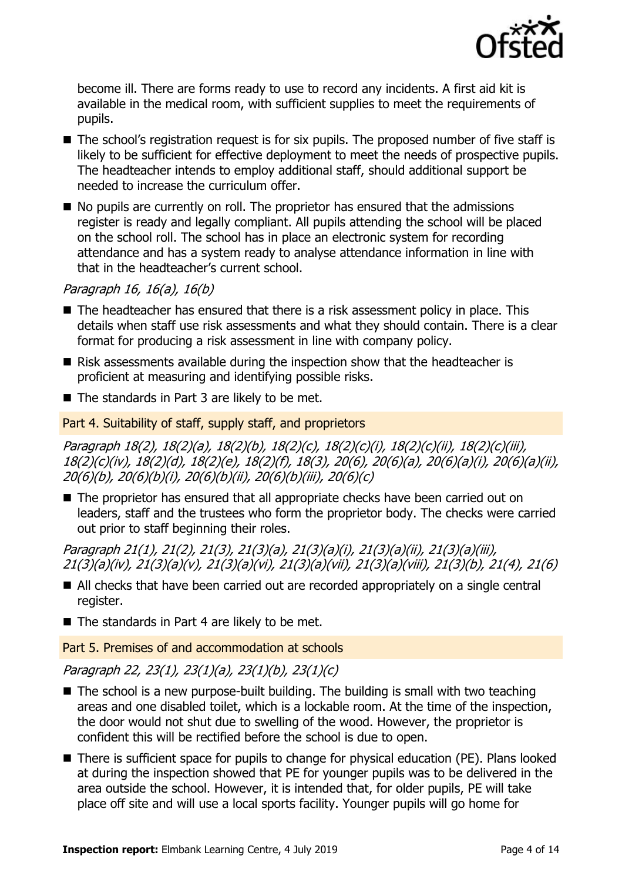become ill. There are forms ready to use to record any incidents. A first aid kit is available in the medical room, with sufficient supplies to meet the requirements of pupils.

- The school's registration request is for six pupils. The proposed number of five staff is likely to be sufficient for effective deployment to meet the needs of prospective pupils. The headteacher intends to employ additional staff, should additional support be needed to increase the curriculum offer.
- No pupils are currently on roll. The proprietor has ensured that the admissions register is ready and legally compliant. All pupils attending the school will be placed on the school roll. The school has in place an electronic system for recording attendance and has a system ready to analyse attendance information in line with that in the headteacher's current school.

*Paragraph 16, 16(a), 16(b)*

- The headteacher has ensured that there is a risk assessment policy in place. This details when staff use risk assessments and what they should contain. There is a clear format for producing a risk assessment in line with company policy.
- Risk assessments available during the inspection show that the headteacher is proficient at measuring and identifying possible risks.
- The standards in Part 3 are likely to be met.

## Part 4. Suitability of staff, supply staff, and proprietors

*Paragraph 18(2), 18(2)(a), 18(2)(b), 18(2)(c), 18(2)(c)(i), 18(2)(c)(ii), 18(2)(c)(iii), 18(2)(c)(iv), 18(2)(d), 18(2)(e), 18(2)(f), 18(3), 20(6), 20(6)(a), 20(6)(a)(i), 20(6)(a)(ii), 20(6)(b), 20(6)(b)(i), 20(6)(b)(ii), 20(6)(b)(iii), 20(6)(c)*

- The proprietor has ensured that all appropriate checks have been carried out on leaders, staff and the trustees who form the proprietor body. The checks were carried out prior to staff beginning their roles.

*Paragraph 21(1), 21(2), 21(3), 21(3)(a), 21(3)(a)(i), 21(3)(a)(ii), 21(3)(a)(iii), 21(3)(a)(iv), 21(3)(a)(v), 21(3)(a)(vi), 21(3)(a)(vii), 21(3)(a)(viii), 21(3)(b), 21(4), 21(6)*

- All checks that have been carried out are recorded appropriately on a single central register.
- The standards in Part 4 are likely to be met.

## Part 5. Premises of and accommodation at schools

*Paragraph 22, 23(1), 23(1)(a), 23(1)(b), 23(1)(c)*

- The school is a new purpose-built building. The building is small with two teaching areas and one disabled toilet, which is a lockable room. At the time of the inspection, the door would not shut due to swelling of the wood. However, the proprietor is confident this will be rectified before the school is due to open.
- There is sufficient space for pupils to change for physical education (PE). Plans looked at during the inspection showed that PE for younger pupils was to be delivered in the area outside the school. However, it is intended that, for older pupils, PE will take place off site and will use a local sports facility. Younger pupils will go home for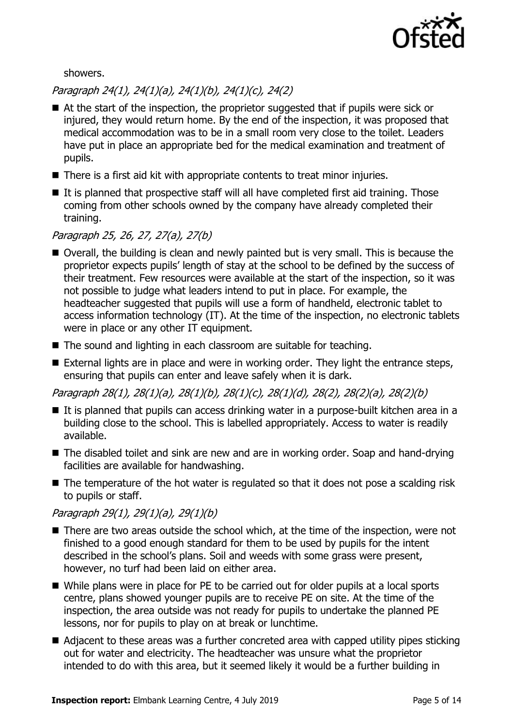showers.

*Paragraph 24(1), 24(1)(a), 24(1)(b), 24(1)(c), 24(2)*

- At the start of the inspection, the proprietor suggested that if pupils were sick or injured, they would return home. By the end of the inspection, it was proposed that medical accommodation was to be in a small room very close to the toilet. Leaders have put in place an appropriate bed for the medical examination and treatment of pupils.
- There is a first aid kit with appropriate contents to treat minor injuries.
- It is planned that prospective staff will all have completed first aid training. Those coming from other schools owned by the company have already completed their training.

*Paragraph 25, 26, 27, 27(a), 27(b)*

- Overall, the building is clean and newly painted but is very small. This is because the proprietor expects pupils' length of stay at the school to be defined by the success of their treatment. Few resources were available at the start of the inspection, so it was not possible to judge what leaders intend to put in place. For example, the headteacher suggested that pupils will use a form of handheld, electronic tablet to access information technology (IT). At the time of the inspection, no electronic tablets were in place or any other IT equipment.
- The sound and lighting in each classroom are suitable for teaching.
- External lights are in place and were in working order. They light the entrance steps, ensuring that pupils can enter and leave safely when it is dark.

*Paragraph 28(1), 28(1)(a), 28(1)(b), 28(1)(c), 28(1)(d), 28(2), 28(2)(a), 28(2)(b)*

- It is planned that pupils can access drinking water in a purpose-built kitchen area in a building close to the school. This is labelled appropriately. Access to water is readily available.
- The disabled toilet and sink are new and are in working order. Soap and hand-drying facilities are available for handwashing.
- The temperature of the hot water is regulated so that it does not pose a scalding risk to pupils or staff.

*Paragraph 29(1), 29(1)(a), 29(1)(b)*

- There are two areas outside the school which, at the time of the inspection, were not finished to a good enough standard for them to be used by pupils for the intent described in the school's plans. Soil and weeds with some grass were present, however, no turf had been laid on either area.
- While plans were in place for PE to be carried out for older pupils at a local sports centre, plans showed younger pupils are to receive PE on site. At the time of the inspection, the area outside was not ready for pupils to undertake the planned PE lessons, nor for pupils to play on at break or lunchtime.
- Adjacent to these areas was a further concreted area with capped utility pipes sticking out for water and electricity. The headteacher was unsure what the proprietor intended to do with this area, but it seemed likely it would be a further building in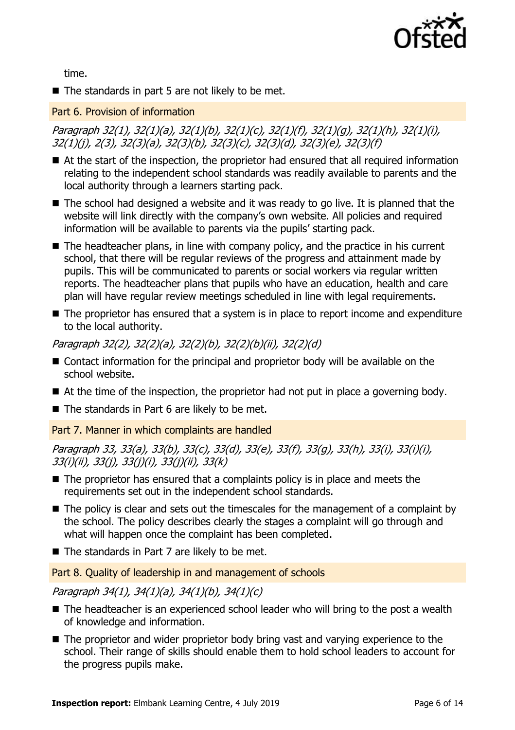time.

- The standards in part 5 are not likely to be met.

### Part 6. Provision of information

*Paragraph 32(1), 32(1)(a), 32(1)(b), 32(1)(c), 32(1)(f), 32(1)(g), 32(1)(h), 32(1)(i), 32(1)(j), 2(3), 32(3)(a), 32(3)(b), 32(3)(c), 32(3)(d), 32(3)(e), 32(3)(f)*

- At the start of the inspection, the proprietor had ensured that all required information relating to the independent school standards was readily available to parents and the local authority through a learners starting pack.
- The school had designed a website and it was ready to go live. It is planned that the website will link directly with the company's own website. All policies and required information will be available to parents via the pupils' starting pack.
- The headteacher plans, in line with company policy, and the practice in his current school, that there will be regular reviews of the progress and attainment made by pupils. This will be communicated to parents or social workers via regular written reports. The headteacher plans that pupils who have an education, health and care plan will have regular review meetings scheduled in line with legal requirements.
- The proprietor has ensured that a system is in place to report income and expenditure to the local authority.

*Paragraph 32(2), 32(2)(a), 32(2)(b), 32(2)(b)(ii), 32(2)(d)*

- Contact information for the principal and proprietor body will be available on the school website.
- At the time of the inspection, the proprietor had not put in place a governing body.
- The standards in Part 6 are likely to be met.

### Part 7. Manner in which complaints are handled

*Paragraph 33, 33(a), 33(b), 33(c), 33(d), 33(e), 33(f), 33(g), 33(h), 33(i), 33(i)(i), 33(i)(ii), 33(j), 33(j)(i), 33(j)(ii), 33(k)*

- The proprietor has ensured that a complaints policy is in place and meets the requirements set out in the independent school standards.
- The policy is clear and sets out the timescales for the management of a complaint by the school. The policy describes clearly the stages a complaint will go through and what will happen once the complaint has been completed.
- The standards in Part 7 are likely to be met.

### Part 8. Quality of leadership in and management of schools

*Paragraph 34(1), 34(1)(a), 34(1)(b), 34(1)(c)*

- The headteacher is an experienced school leader who will bring to the post a wealth of knowledge and information.
- The proprietor and wider proprietor body bring vast and varying experience to the school. Their range of skills should enable them to hold school leaders to account for the progress pupils make.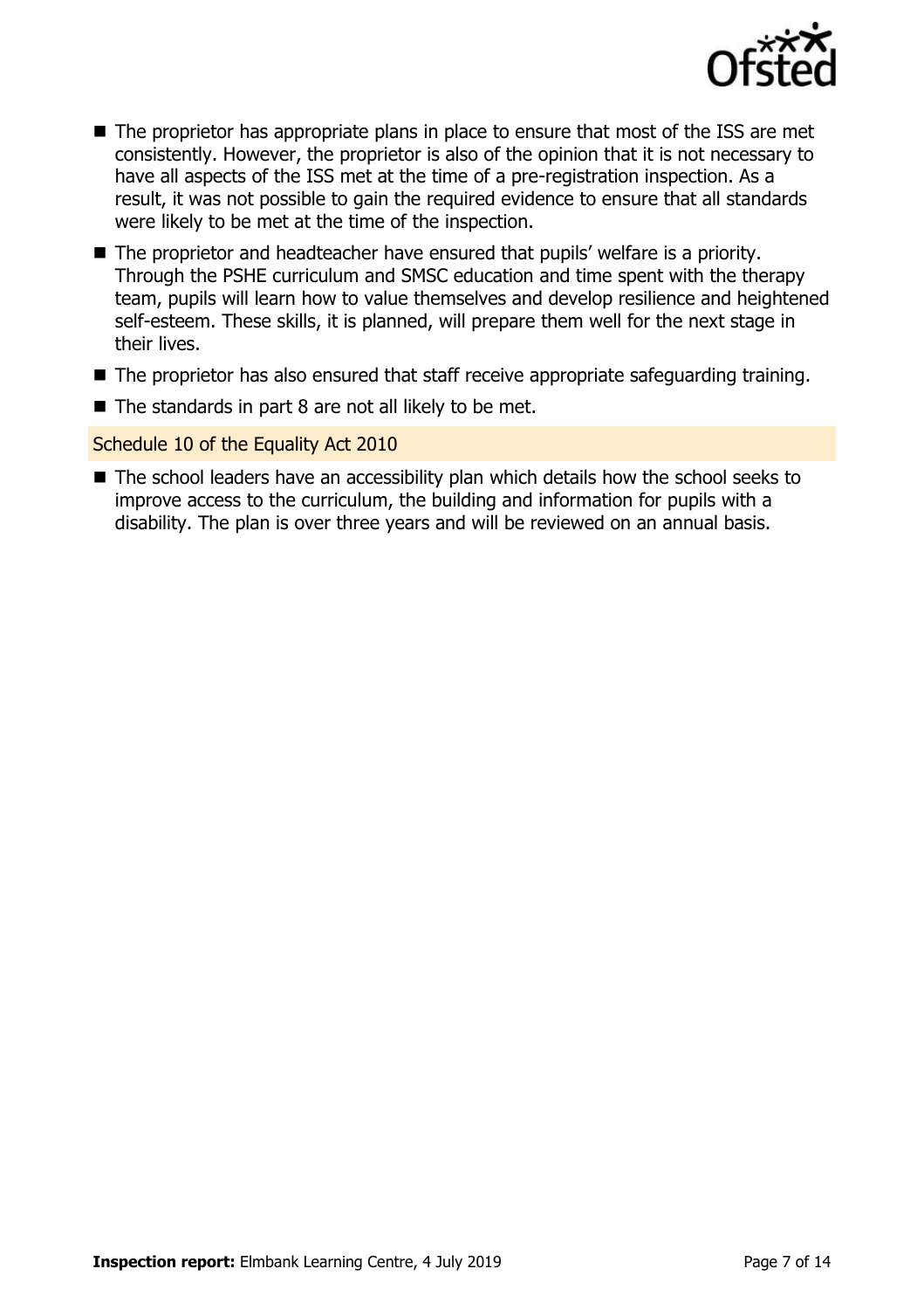- The proprietor has appropriate plans in place to ensure that most of the ISS are met consistently. However, the proprietor is also of the opinion that it is not necessary to have all aspects of the ISS met at the time of a pre-registration inspection. As a result, it was not possible to gain the required evidence to ensure that all standards were likely to be met at the time of the inspection.
- The proprietor and headteacher have ensured that pupils' welfare is a priority. Through the PSHE curriculum and SMSC education and time spent with the therapy team, pupils will learn how to value themselves and develop resilience and heightened self-esteem. These skills, it is planned, will prepare them well for the next stage in their lives.
- The proprietor has also ensured that staff receive appropriate safeguarding training.
- The standards in part 8 are not all likely to be met.

### Schedule 10 of the Equality Act 2010

- The school leaders have an accessibility plan which details how the school seeks to improve access to the curriculum, the building and information for pupils with a disability. The plan is over three years and will be reviewed on an annual basis.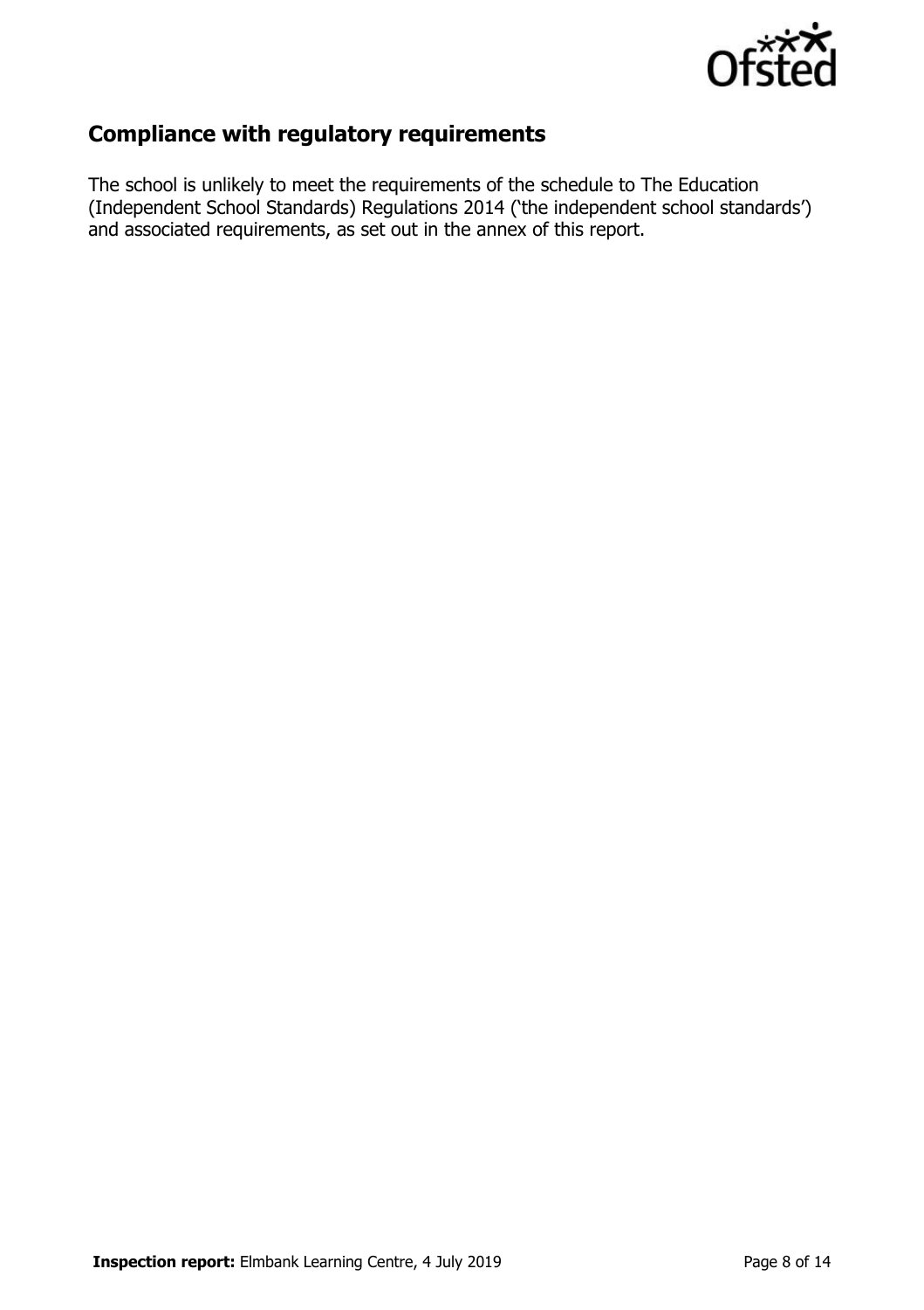## Compliance with regulatory requirements

The school is unlikely to meet the requirements of the schedule to The Education (Independent School Standards) Regulations 2014 ('the independent school standards') and associated requirements, as set out in the annex of this report.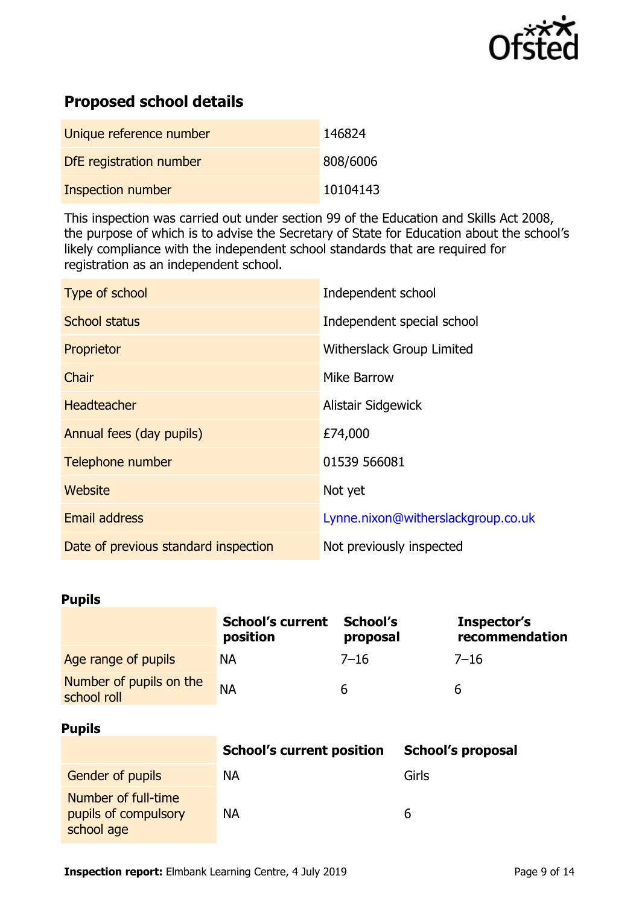## Proposed school details

| | |
|---|---|
| Unique reference number | 146824 |
| DfE registration number | 808/6006 |
| Inspection number | 10104143 |

This inspection was carried out under section 99 of the Education and Skills Act 2008, the purpose of which is to advise the Secretary of State for Education about the school's likely compliance with the independent school standards that are required for registration as an independent school.

| | |
|---|---|
| Type of school | Independent school |
| School status | Independent special school |
| Proprietor | Witherslack Group Limited |
| Chair | Mike Barrow |
| Headteacher | Alistair Sidgewick |
| Annual fees (day pupils) | £74,000 |
| Telephone number | 01539 566081 |
| Website | Not yet |
| Email address | Lynne.nixon@witherslackgroup.co.uk |
| Date of previous standard inspection | Not previously inspected |

**Pupils**

| | School's current position | School's proposal | Inspector's recommendation |
|---|---|---|---|
| Age range of pupils | NA | 7–16 | 7–16 |
| Number of pupils on the school roll | NA | 6 | 6 |

**Pupils**

| | School's current position | School's proposal |
|---|---|---|
| Gender of pupils | NA | Girls |
| Number of full-time pupils of compulsory school age | NA | 6 |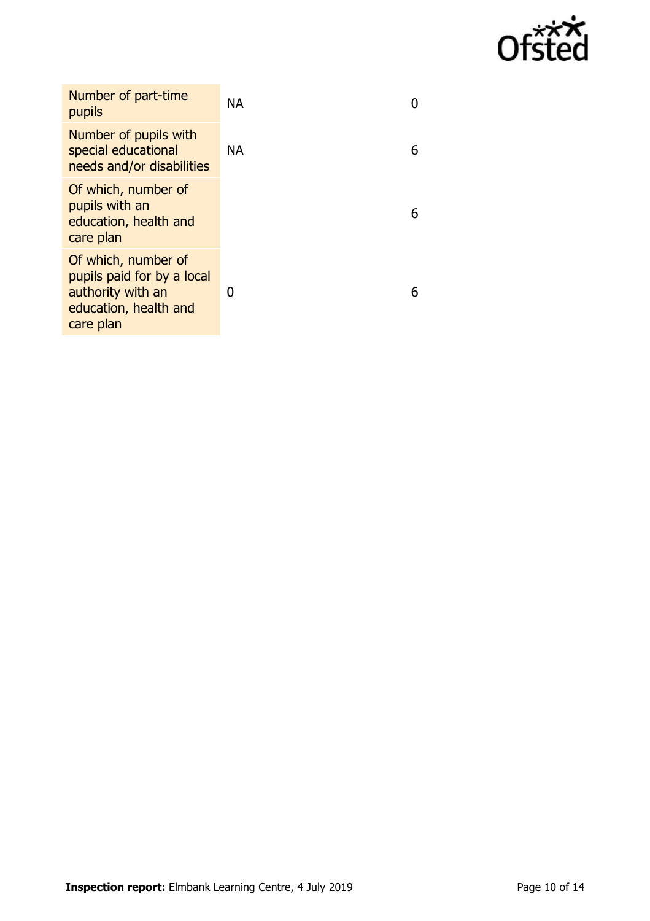| | | |
|---|---|---|
| Number of part-time pupils | NA | 0 |
| Number of pupils with special educational needs and/or disabilities | NA | 6 |
| Of which, number of pupils with an education, health and care plan | | 6 |
| Of which, number of pupils paid for by a local authority with an education, health and care plan | 0 | 6 |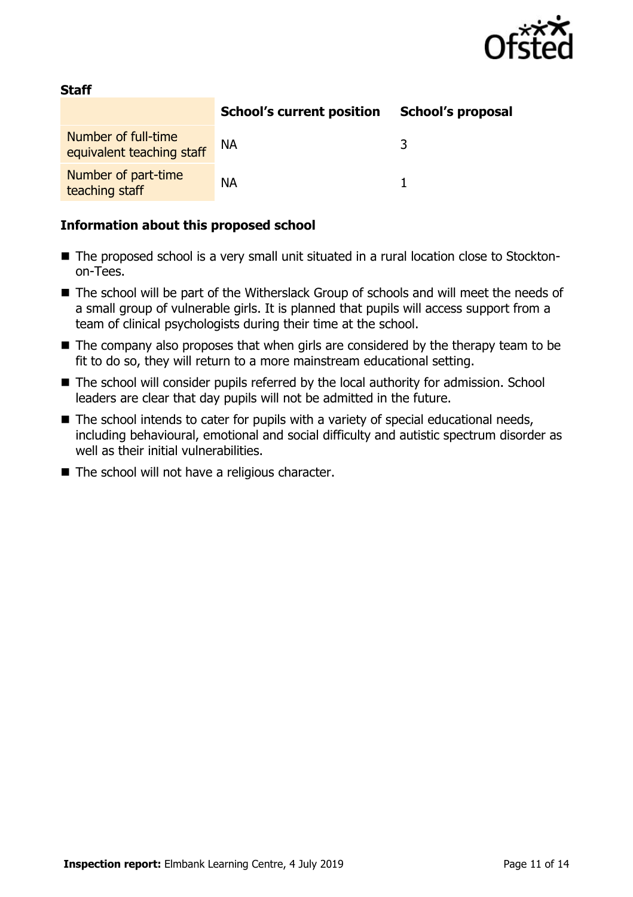**Staff**

| | School's current position | School's proposal |
| --- | --- | --- |
| Number of full-time equivalent teaching staff | NA | 3 |
| Number of part-time teaching staff | NA | 1 |

### Information about this proposed school

- The proposed school is a very small unit situated in a rural location close to Stockton-on-Tees.
- The school will be part of the Witherslack Group of schools and will meet the needs of a small group of vulnerable girls. It is planned that pupils will access support from a team of clinical psychologists during their time at the school.
- The company also proposes that when girls are considered by the therapy team to be fit to do so, they will return to a more mainstream educational setting.
- The school will consider pupils referred by the local authority for admission. School leaders are clear that day pupils will not be admitted in the future.
- The school intends to cater for pupils with a variety of special educational needs, including behavioural, emotional and social difficulty and autistic spectrum disorder as well as their initial vulnerabilities.
- The school will not have a religious character.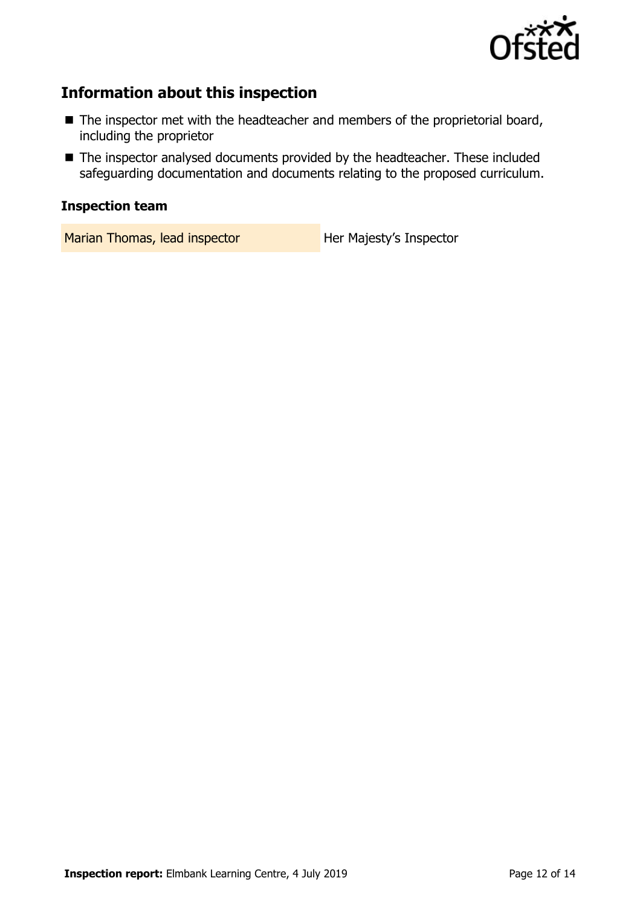## Information about this inspection

- The inspector met with the headteacher and members of the proprietorial board, including the proprietor
- The inspector analysed documents provided by the headteacher. These included safeguarding documentation and documents relating to the proposed curriculum.

### Inspection team

| | |
|---|---|
| Marian Thomas, lead inspector | Her Majesty's Inspector |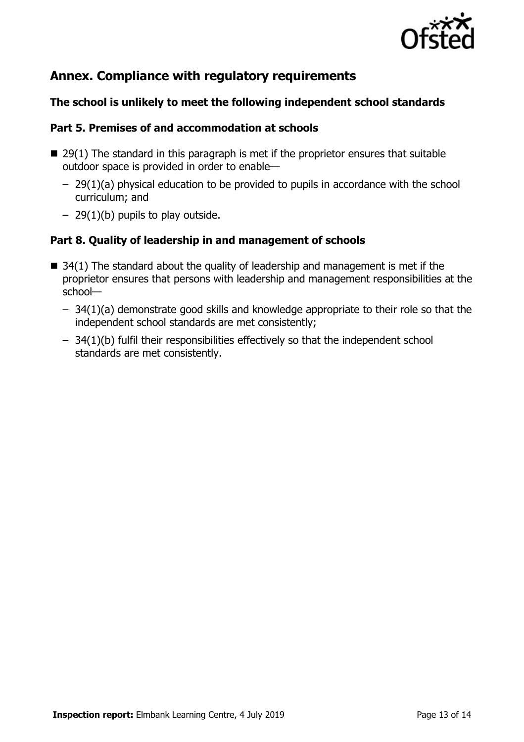## Annex. Compliance with regulatory requirements

### The school is unlikely to meet the following independent school standards

### Part 5. Premises of and accommodation at schools

- 29(1) The standard in this paragraph is met if the proprietor ensures that suitable outdoor space is provided in order to enable—
  - 29(1)(a) physical education to be provided to pupils in accordance with the school curriculum; and
  - 29(1)(b) pupils to play outside.

### Part 8. Quality of leadership in and management of schools

- 34(1) The standard about the quality of leadership and management is met if the proprietor ensures that persons with leadership and management responsibilities at the school—
  - 34(1)(a) demonstrate good skills and knowledge appropriate to their role so that the independent school standards are met consistently;
  - 34(1)(b) fulfil their responsibilities effectively so that the independent school standards are met consistently.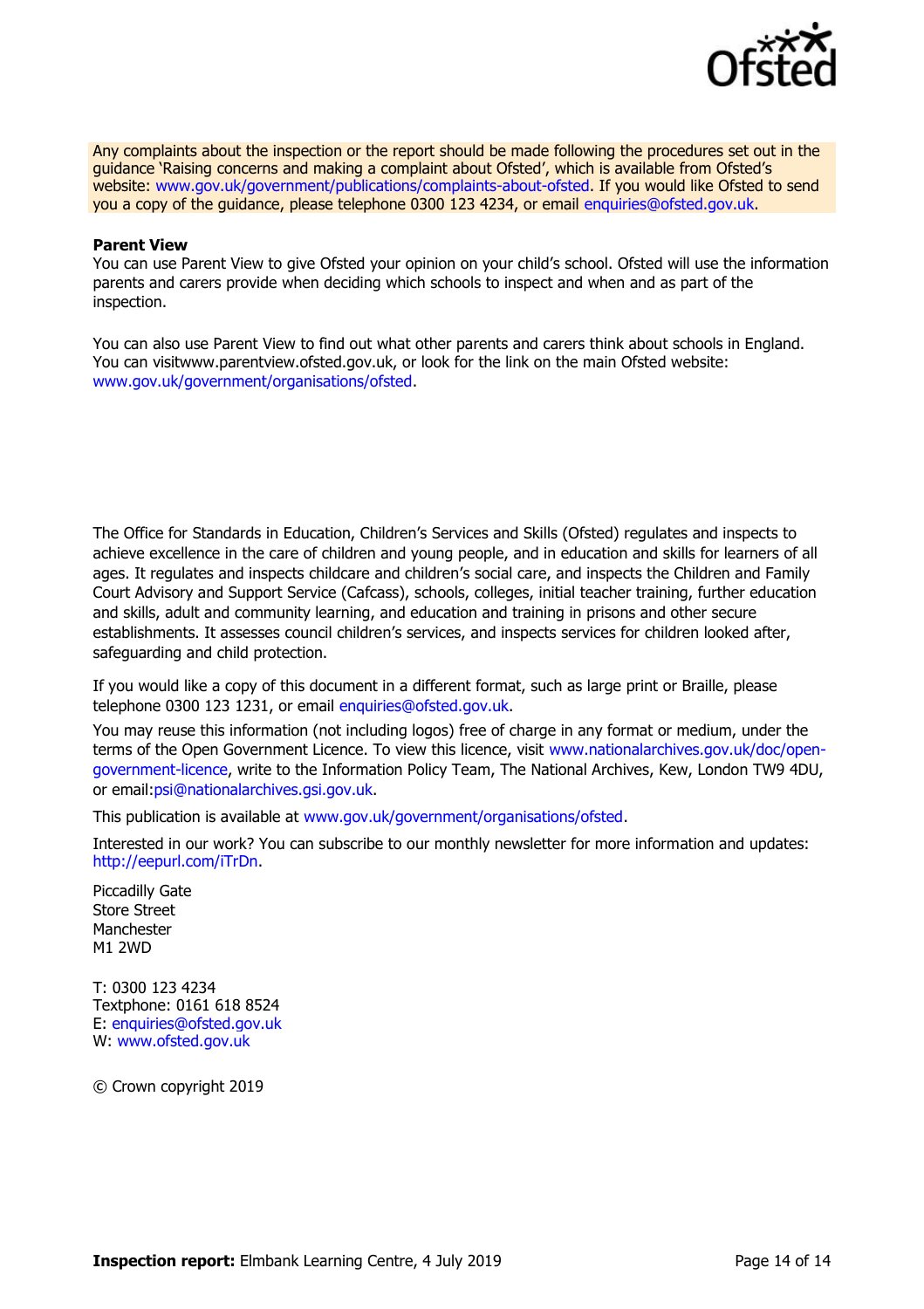Any complaints about the inspection or the report should be made following the procedures set out in the guidance 'Raising concerns and making a complaint about Ofsted', which is available from Ofsted's website: www.gov.uk/government/publications/complaints-about-ofsted. If you would like Ofsted to send you a copy of the guidance, please telephone 0300 123 4234, or email enquiries@ofsted.gov.uk.

**Parent View**
You can use Parent View to give Ofsted your opinion on your child's school. Ofsted will use the information parents and carers provide when deciding which schools to inspect and when and as part of the inspection.

You can also use Parent View to find out what other parents and carers think about schools in England. You can visitwww.parentview.ofsted.gov.uk, or look for the link on the main Ofsted website: www.gov.uk/government/organisations/ofsted.

The Office for Standards in Education, Children's Services and Skills (Ofsted) regulates and inspects to achieve excellence in the care of children and young people, and in education and skills for learners of all ages. It regulates and inspects childcare and children's social care, and inspects the Children and Family Court Advisory and Support Service (Cafcass), schools, colleges, initial teacher training, further education and skills, adult and community learning, and education and training in prisons and other secure establishments. It assesses council children's services, and inspects services for children looked after, safeguarding and child protection.

If you would like a copy of this document in a different format, such as large print or Braille, please telephone 0300 123 1231, or email enquiries@ofsted.gov.uk.

You may reuse this information (not including logos) free of charge in any format or medium, under the terms of the Open Government Licence. To view this licence, visit www.nationalarchives.gov.uk/doc/open-government-licence, write to the Information Policy Team, The National Archives, Kew, London TW9 4DU, or email:psi@nationalarchives.gsi.gov.uk.

This publication is available at www.gov.uk/government/organisations/ofsted.

Interested in our work? You can subscribe to our monthly newsletter for more information and updates: http://eepurl.com/iTrDn.

Piccadilly Gate
Store Street
Manchester
M1 2WD

T: 0300 123 4234
Textphone: 0161 618 8524
E: enquiries@ofsted.gov.uk
W: www.ofsted.gov.uk

© Crown copyright 2019